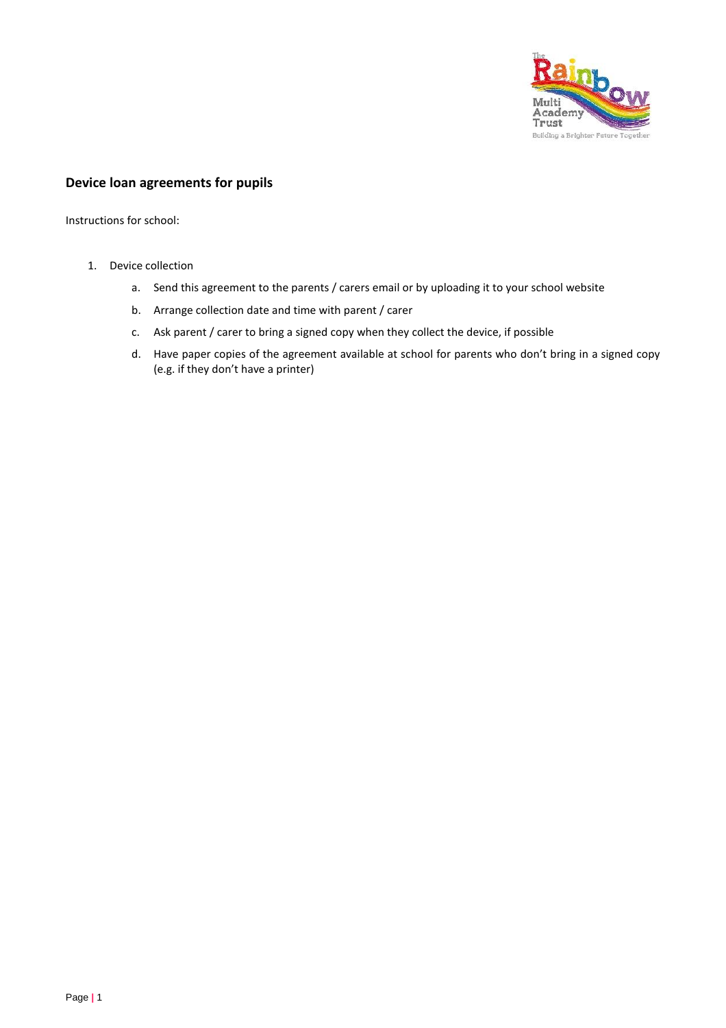## Device loan agreements for pupils

Instructions for school:

1. Device collection
    a. Send this agreement to the parents / carers email or by uploading it to your school website
    b. Arrange collection date and time with parent / carer
    c. Ask parent / carer to bring a signed copy when they collect the device, if possible
    d. Have paper copies of the agreement available at school for parents who don't bring in a signed copy (e.g. if they don't have a printer)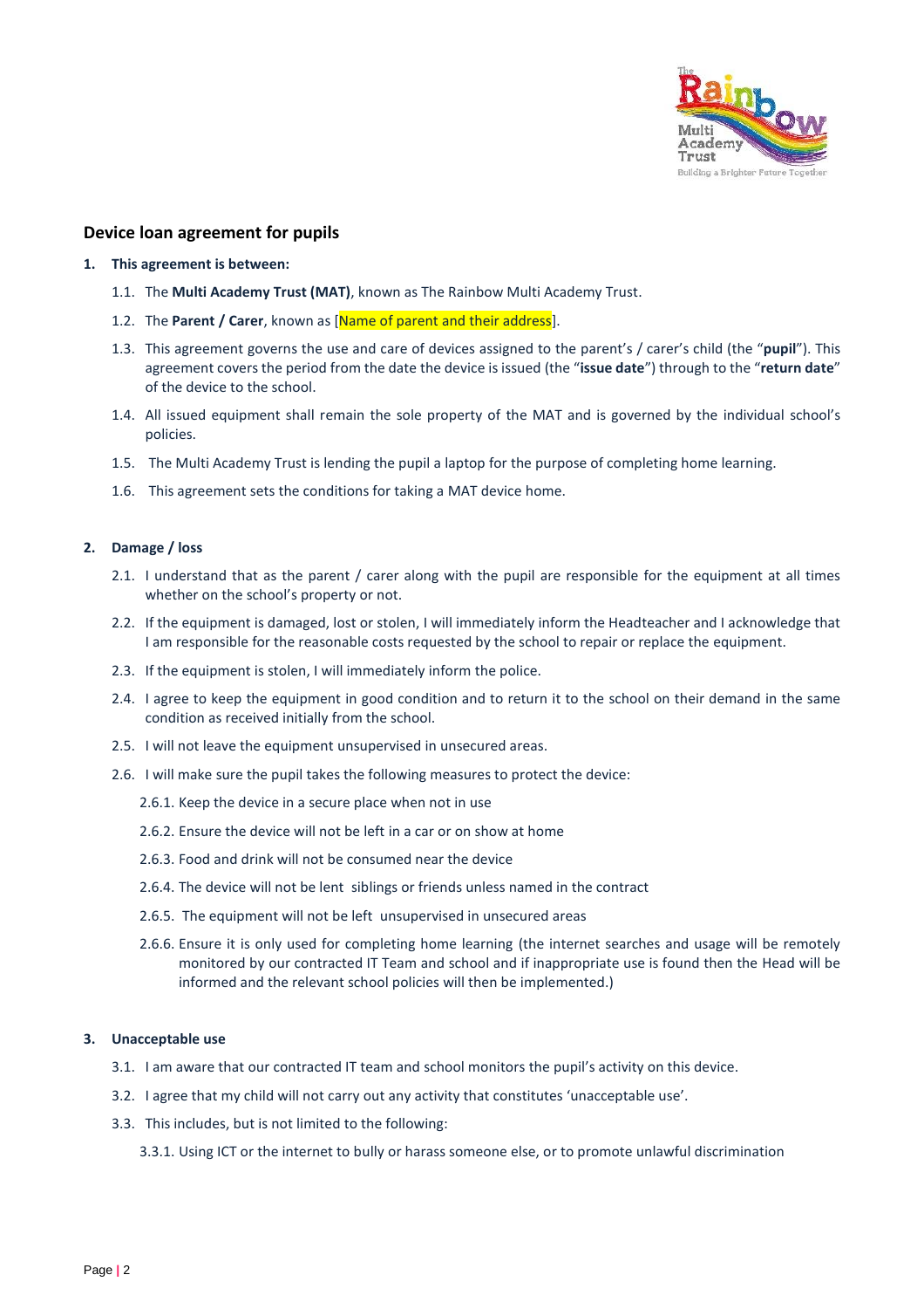## Device loan agreement for pupils

**1. This agreement is between:**

1.1. The **Multi Academy Trust (MAT)**, known as The Rainbow Multi Academy Trust.

1.2. The **Parent / Carer**, known as [Name of parent and their address].

1.3. This agreement governs the use and care of devices assigned to the parent's / carer's child (the "**pupil**"). This agreement covers the period from the date the device is issued (the "**issue date**") through to the "**return date**" of the device to the school.

1.4. All issued equipment shall remain the sole property of the MAT and is governed by the individual school's policies.

1.5. The Multi Academy Trust is lending the pupil a laptop for the purpose of completing home learning.

1.6. This agreement sets the conditions for taking a MAT device home.

**2. Damage / loss**

2.1. I understand that as the parent / carer along with the pupil are responsible for the equipment at all times whether on the school's property or not.

2.2. If the equipment is damaged, lost or stolen, I will immediately inform the Headteacher and I acknowledge that I am responsible for the reasonable costs requested by the school to repair or replace the equipment.

2.3. If the equipment is stolen, I will immediately inform the police.

2.4. I agree to keep the equipment in good condition and to return it to the school on their demand in the same condition as received initially from the school.

2.5. I will not leave the equipment unsupervised in unsecured areas.

2.6. I will make sure the pupil takes the following measures to protect the device:

2.6.1. Keep the device in a secure place when not in use

2.6.2. Ensure the device will not be left in a car or on show at home

2.6.3. Food and drink will not be consumed near the device

2.6.4. The device will not be lent siblings or friends unless named in the contract

2.6.5. The equipment will not be left unsupervised in unsecured areas

2.6.6. Ensure it is only used for completing home learning (the internet searches and usage will be remotely monitored by our contracted IT Team and school and if inappropriate use is found then the Head will be informed and the relevant school policies will then be implemented.)

**3. Unacceptable use**

3.1. I am aware that our contracted IT team and school monitors the pupil's activity on this device.

3.2. I agree that my child will not carry out any activity that constitutes 'unacceptable use'.

3.3. This includes, but is not limited to the following:

3.3.1. Using ICT or the internet to bully or harass someone else, or to promote unlawful discrimination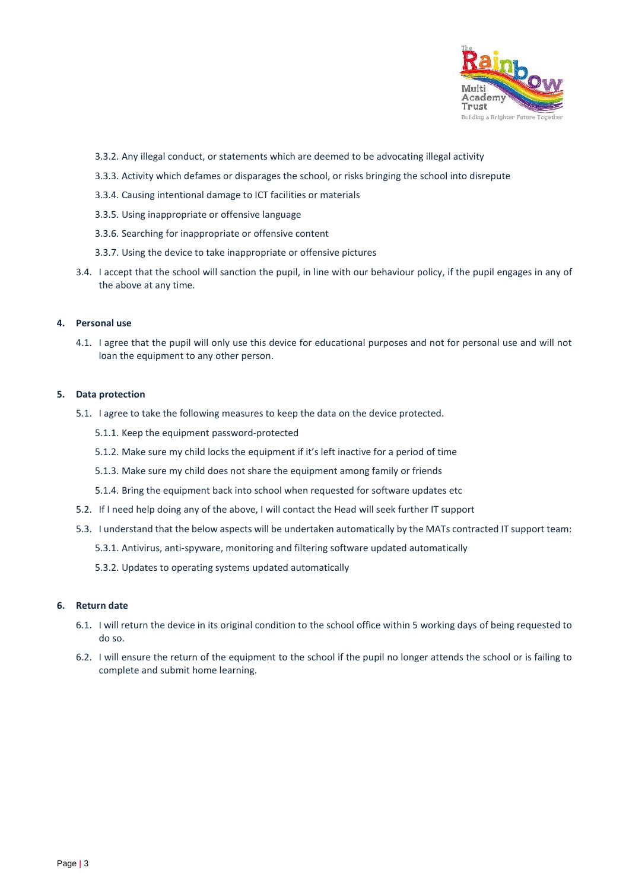3.3.2. Any illegal conduct, or statements which are deemed to be advocating illegal activity

3.3.3. Activity which defames or disparages the school, or risks bringing the school into disrepute

3.3.4. Causing intentional damage to ICT facilities or materials

3.3.5. Using inappropriate or offensive language

3.3.6. Searching for inappropriate or offensive content

3.3.7. Using the device to take inappropriate or offensive pictures

3.4. I accept that the school will sanction the pupil, in line with our behaviour policy, if the pupil engages in any of the above at any time.

**4. Personal use**

4.1. I agree that the pupil will only use this device for educational purposes and not for personal use and will not loan the equipment to any other person.

**5. Data protection**

5.1. I agree to take the following measures to keep the data on the device protected.

5.1.1. Keep the equipment password-protected

5.1.2. Make sure my child locks the equipment if it's left inactive for a period of time

5.1.3. Make sure my child does not share the equipment among family or friends

5.1.4. Bring the equipment back into school when requested for software updates etc

5.2. If I need help doing any of the above, I will contact the Head will seek further IT support

5.3. I understand that the below aspects will be undertaken automatically by the MATs contracted IT support team:

5.3.1. Antivirus, anti-spyware, monitoring and filtering software updated automatically

5.3.2. Updates to operating systems updated automatically

**6. Return date**

6.1. I will return the device in its original condition to the school office within 5 working days of being requested to do so.

6.2. I will ensure the return of the equipment to the school if the pupil no longer attends the school or is failing to complete and submit home learning.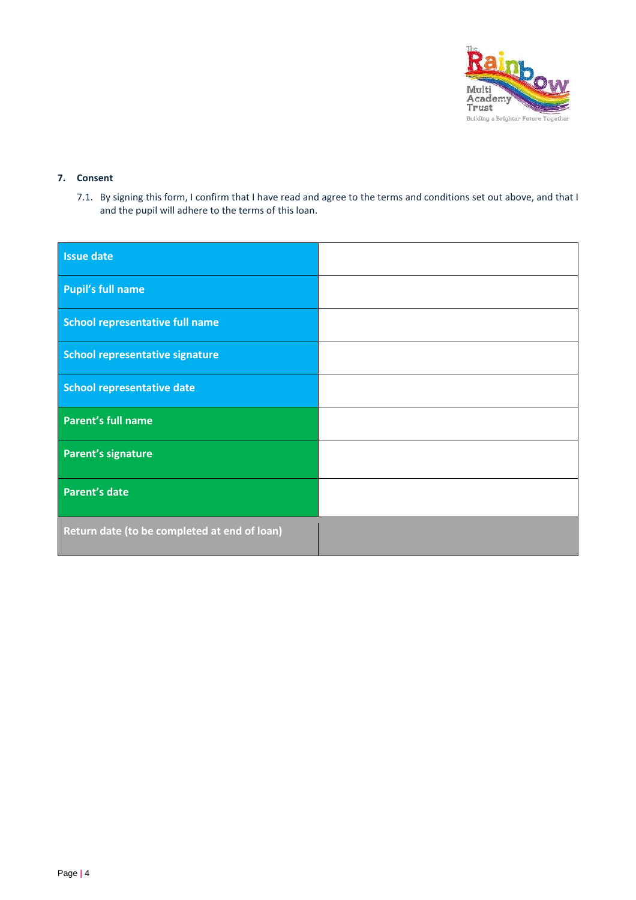## 7. Consent

7.1. By signing this form, I confirm that I have read and agree to the terms and conditions set out above, and that I and the pupil will adhere to the terms of this loan.

| | |
|---|---|
| **Issue date** | |
| **Pupil's full name** | |
| **School representative full name** | |
| **School representative signature** | |
| **School representative date** | |
| **Parent's full name** | |
| **Parent's signature** | |
| **Parent's date** | |
| **Return date (to be completed at end of loan)** | |